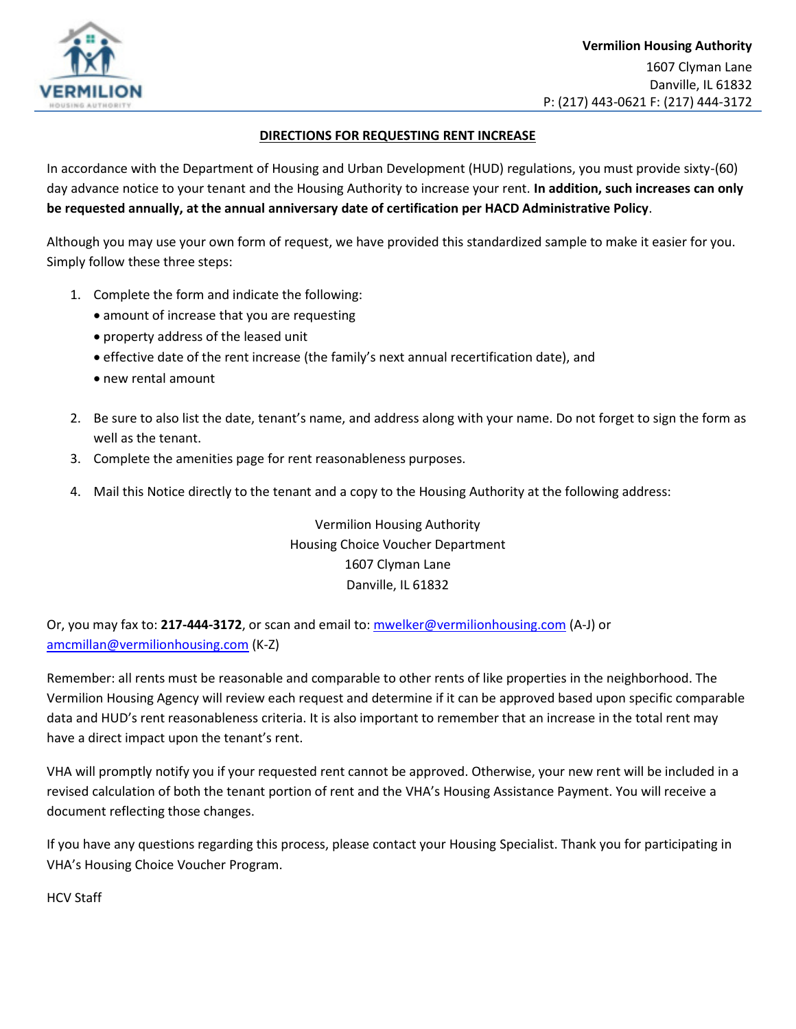**Vermilion Housing Authority**
1607 Clyman Lane
Danville, IL 61832
P: (217) 443-0621 F: (217) 444-3172

## DIRECTIONS FOR REQUESTING RENT INCREASE

In accordance with the Department of Housing and Urban Development (HUD) regulations, you must provide sixty-(60) day advance notice to your tenant and the Housing Authority to increase your rent. **In addition, such increases can only be requested annually, at the annual anniversary date of certification per HACD Administrative Policy**.

Although you may use your own form of request, we have provided this standardized sample to make it easier for you. Simply follow these three steps:

1. Complete the form and indicate the following:
   - amount of increase that you are requesting
   - property address of the leased unit
   - effective date of the rent increase (the family's next annual recertification date), and
   - new rental amount
2. Be sure to also list the date, tenant's name, and address along with your name. Do not forget to sign the form as well as the tenant.
3. Complete the amenities page for rent reasonableness purposes.
4. Mail this Notice directly to the tenant and a copy to the Housing Authority at the following address:

Vermilion Housing Authority
Housing Choice Voucher Department
1607 Clyman Lane
Danville, IL 61832

Or, you may fax to: **217-444-3172**, or scan and email to: mwelker@vermilionhousing.com (A-J) or amcmillan@vermilionhousing.com (K-Z)

Remember: all rents must be reasonable and comparable to other rents of like properties in the neighborhood. The Vermilion Housing Agency will review each request and determine if it can be approved based upon specific comparable data and HUD's rent reasonableness criteria. It is also important to remember that an increase in the total rent may have a direct impact upon the tenant's rent.

VHA will promptly notify you if your requested rent cannot be approved. Otherwise, your new rent will be included in a revised calculation of both the tenant portion of rent and the VHA's Housing Assistance Payment. You will receive a document reflecting those changes.

If you have any questions regarding this process, please contact your Housing Specialist. Thank you for participating in VHA's Housing Choice Voucher Program.

HCV Staff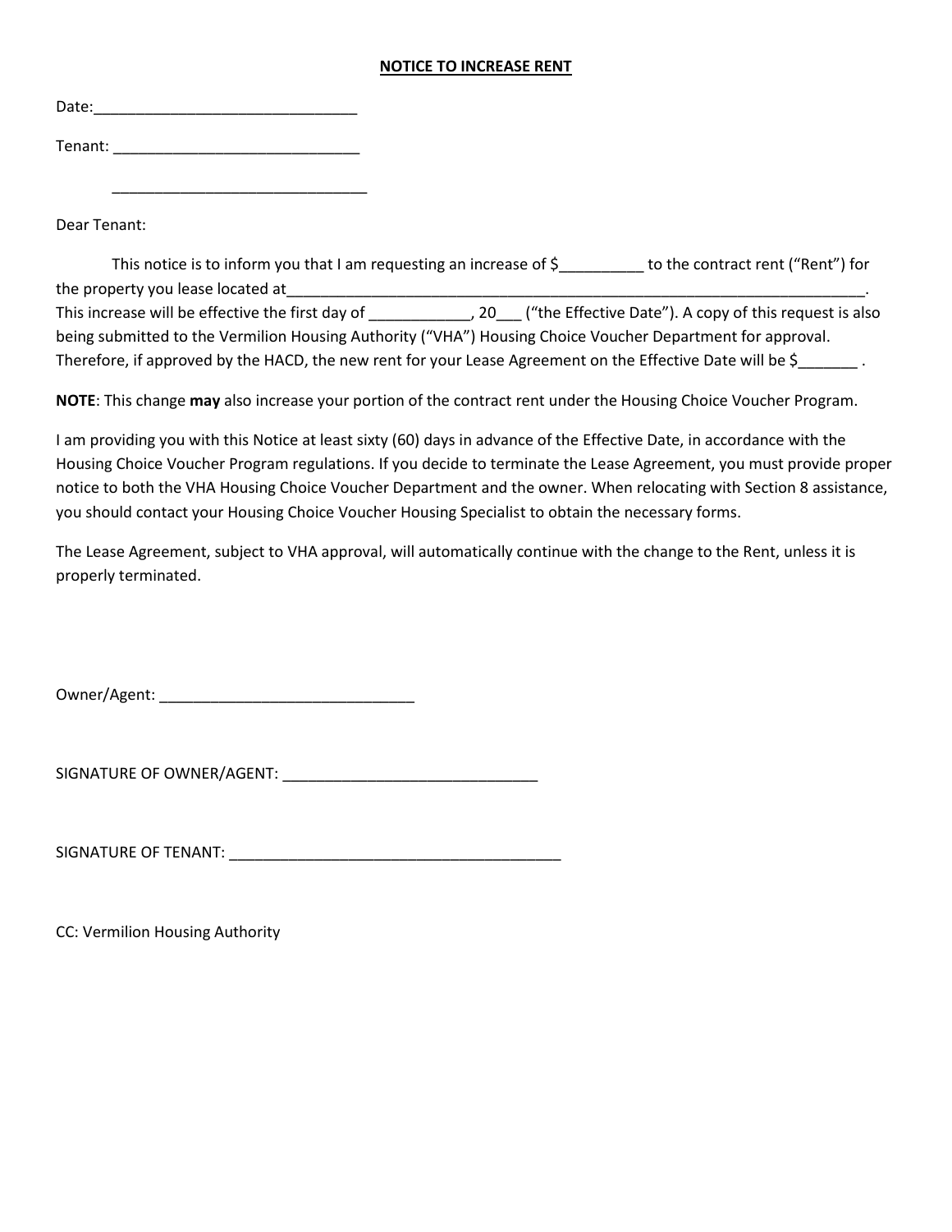# NOTICE TO INCREASE RENT

Date:_______________________________

Tenant: _____________________________

_____________________________

Dear Tenant:

This notice is to inform you that I am requesting an increase of $__________ to the contract rent ("Rent") for the property you lease located at_______________________________________________________________________. This increase will be effective the first day of ____________, 20___ ("the Effective Date"). A copy of this request is also being submitted to the Vermilion Housing Authority ("VHA") Housing Choice Voucher Department for approval. Therefore, if approved by the HACD, the new rent for your Lease Agreement on the Effective Date will be $_______ .

**NOTE**: This change **may** also increase your portion of the contract rent under the Housing Choice Voucher Program.

I am providing you with this Notice at least sixty (60) days in advance of the Effective Date, in accordance with the Housing Choice Voucher Program regulations. If you decide to terminate the Lease Agreement, you must provide proper notice to both the VHA Housing Choice Voucher Department and the owner. When relocating with Section 8 assistance, you should contact your Housing Choice Voucher Housing Specialist to obtain the necessary forms.

The Lease Agreement, subject to VHA approval, will automatically continue with the change to the Rent, unless it is properly terminated.

Owner/Agent: ______________________________

SIGNATURE OF OWNER/AGENT: ______________________________

SIGNATURE OF TENANT: _______________________________________

CC: Vermilion Housing Authority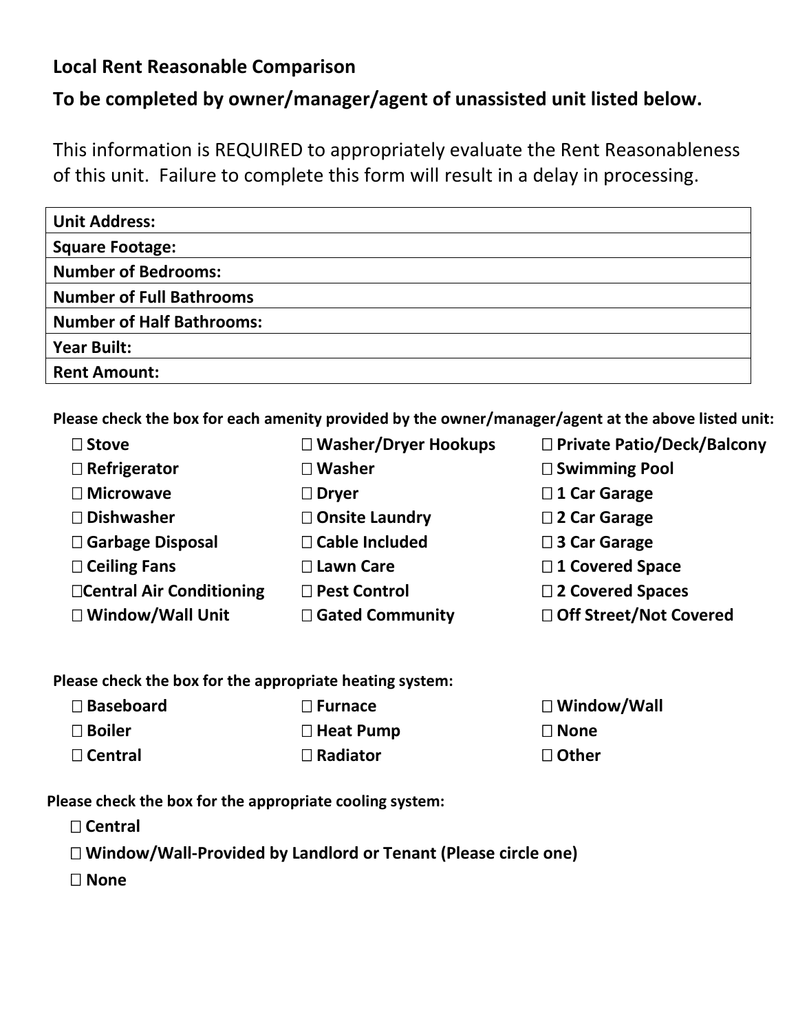**Local Rent Reasonable Comparison**

**To be completed by owner/manager/agent of unassisted unit listed below.**

This information is REQUIRED to appropriately evaluate the Rent Reasonableness of this unit. Failure to complete this form will result in a delay in processing.

| | |
|---|---|
| **Unit Address:** | |
| **Square Footage:** | |
| **Number of Bedrooms:** | |
| **Number of Full Bathrooms** | |
| **Number of Half Bathrooms:** | |
| **Year Built:** | |
| **Rent Amount:** | |

**Please check the box for each amenity provided by the owner/manager/agent at the above listed unit:**

- ☐ **Stove**
- ☐ **Refrigerator**
- ☐ **Microwave**
- ☐ **Dishwasher**
- ☐ **Garbage Disposal**
- ☐ **Ceiling Fans**
- ☐ **Central Air Conditioning**
- ☐ **Window/Wall Unit**
- ☐ **Washer/Dryer Hookups**
- ☐ **Washer**
- ☐ **Dryer**
- ☐ **Onsite Laundry**
- ☐ **Cable Included**
- ☐ **Lawn Care**
- ☐ **Pest Control**
- ☐ **Gated Community**
- ☐ **Private Patio/Deck/Balcony**
- ☐ **Swimming Pool**
- ☐ **1 Car Garage**
- ☐ **2 Car Garage**
- ☐ **3 Car Garage**
- ☐ **1 Covered Space**
- ☐ **2 Covered Spaces**
- ☐ **Off Street/Not Covered**

**Please check the box for the appropriate heating system:**

- ☐ **Baseboard**
- ☐ **Boiler**
- ☐ **Central**
- ☐ **Furnace**
- ☐ **Heat Pump**
- ☐ **Radiator**
- ☐ **Window/Wall**
- ☐ **None**
- ☐ **Other**

**Please check the box for the appropriate cooling system:**

- ☐ **Central**
- ☐ **Window/Wall-Provided by Landlord or Tenant (Please circle one)**
- ☐ **None**